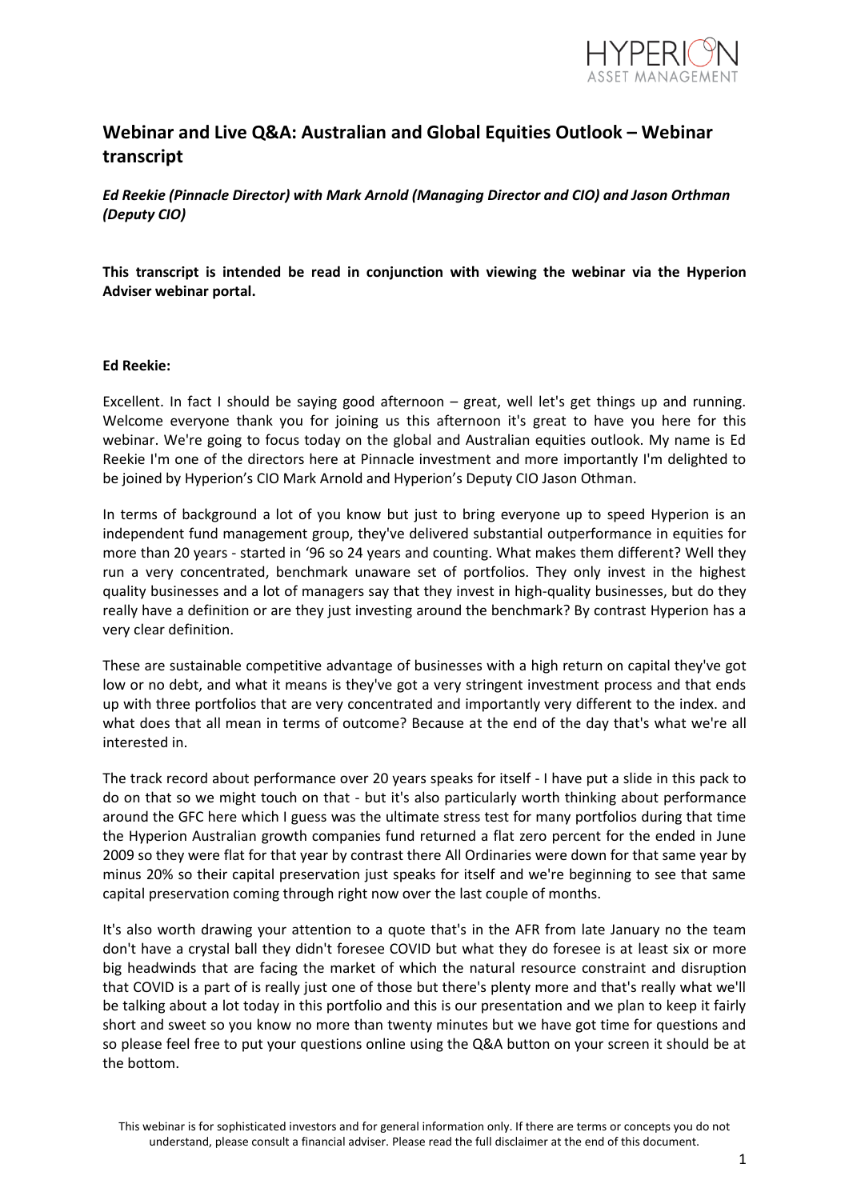# Webinar and Live Q&A: Australian and Global Equities Outlook – Webinar transcript

***Ed Reekie (Pinnacle Director) with Mark Arnold (Managing Director and CIO) and Jason Orthman (Deputy CIO)***

**This transcript is intended be read in conjunction with viewing the webinar via the Hyperion Adviser webinar portal.**

**Ed Reekie:**

Excellent. In fact I should be saying good afternoon – great, well let's get things up and running. Welcome everyone thank you for joining us this afternoon it's great to have you here for this webinar. We're going to focus today on the global and Australian equities outlook. My name is Ed Reekie I'm one of the directors here at Pinnacle investment and more importantly I'm delighted to be joined by Hyperion's CIO Mark Arnold and Hyperion's Deputy CIO Jason Othman.

In terms of background a lot of you know but just to bring everyone up to speed Hyperion is an independent fund management group, they've delivered substantial outperformance in equities for more than 20 years - started in '96 so 24 years and counting. What makes them different? Well they run a very concentrated, benchmark unaware set of portfolios. They only invest in the highest quality businesses and a lot of managers say that they invest in high-quality businesses, but do they really have a definition or are they just investing around the benchmark? By contrast Hyperion has a very clear definition.

These are sustainable competitive advantage of businesses with a high return on capital they've got low or no debt, and what it means is they've got a very stringent investment process and that ends up with three portfolios that are very concentrated and importantly very different to the index. and what does that all mean in terms of outcome? Because at the end of the day that's what we're all interested in.

The track record about performance over 20 years speaks for itself - I have put a slide in this pack to do on that so we might touch on that - but it's also particularly worth thinking about performance around the GFC here which I guess was the ultimate stress test for many portfolios during that time the Hyperion Australian growth companies fund returned a flat zero percent for the ended in June 2009 so they were flat for that year by contrast there All Ordinaries were down for that same year by minus 20% so their capital preservation just speaks for itself and we're beginning to see that same capital preservation coming through right now over the last couple of months.

It's also worth drawing your attention to a quote that's in the AFR from late January no the team don't have a crystal ball they didn't foresee COVID but what they do foresee is at least six or more big headwinds that are facing the market of which the natural resource constraint and disruption that COVID is a part of is really just one of those but there's plenty more and that's really what we'll be talking about a lot today in this portfolio and this is our presentation and we plan to keep it fairly short and sweet so you know no more than twenty minutes but we have got time for questions and so please feel free to put your questions online using the Q&A button on your screen it should be at the bottom.

This webinar is for sophisticated investors and for general information only. If there are terms or concepts you do not understand, please consult a financial adviser. Please read the full disclaimer at the end of this document.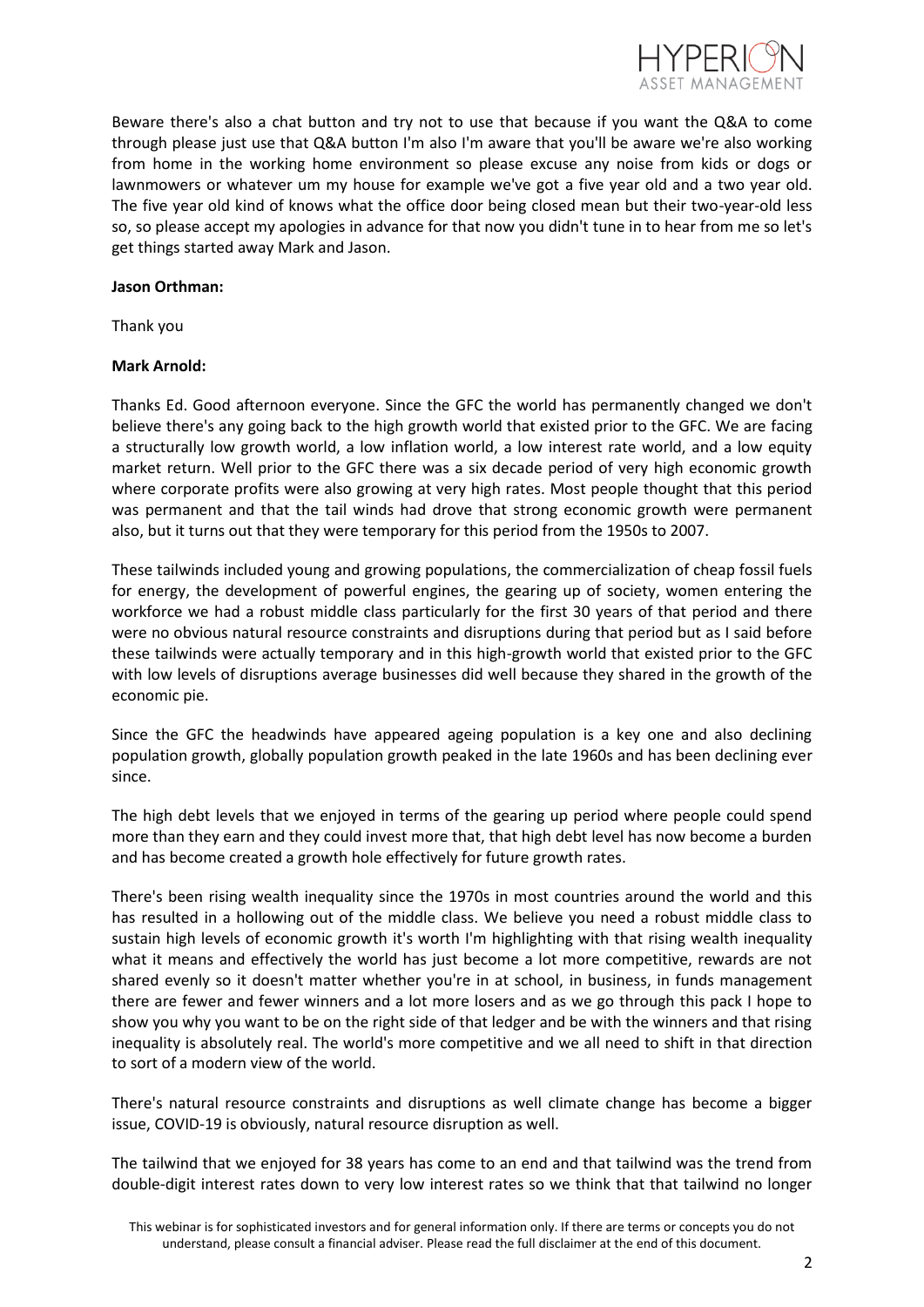Beware there's also a chat button and try not to use that because if you want the Q&A to come through please just use that Q&A button I'm also I'm aware that you'll be aware we're also working from home in the working home environment so please excuse any noise from kids or dogs or lawnmowers or whatever um my house for example we've got a five year old and a two year old. The five year old kind of knows what the office door being closed mean but their two-year-old less so, so please accept my apologies in advance for that now you didn't tune in to hear from me so let's get things started away Mark and Jason.

**Jason Orthman:**

Thank you

**Mark Arnold:**

Thanks Ed. Good afternoon everyone. Since the GFC the world has permanently changed we don't believe there's any going back to the high growth world that existed prior to the GFC. We are facing a structurally low growth world, a low inflation world, a low interest rate world, and a low equity market return. Well prior to the GFC there was a six decade period of very high economic growth where corporate profits were also growing at very high rates. Most people thought that this period was permanent and that the tail winds had drove that strong economic growth were permanent also, but it turns out that they were temporary for this period from the 1950s to 2007.

These tailwinds included young and growing populations, the commercialization of cheap fossil fuels for energy, the development of powerful engines, the gearing up of society, women entering the workforce we had a robust middle class particularly for the first 30 years of that period and there were no obvious natural resource constraints and disruptions during that period but as I said before these tailwinds were actually temporary and in this high-growth world that existed prior to the GFC with low levels of disruptions average businesses did well because they shared in the growth of the economic pie.

Since the GFC the headwinds have appeared ageing population is a key one and also declining population growth, globally population growth peaked in the late 1960s and has been declining ever since.

The high debt levels that we enjoyed in terms of the gearing up period where people could spend more than they earn and they could invest more that, that high debt level has now become a burden and has become created a growth hole effectively for future growth rates.

There's been rising wealth inequality since the 1970s in most countries around the world and this has resulted in a hollowing out of the middle class. We believe you need a robust middle class to sustain high levels of economic growth it's worth I'm highlighting with that rising wealth inequality what it means and effectively the world has just become a lot more competitive, rewards are not shared evenly so it doesn't matter whether you're in at school, in business, in funds management there are fewer and fewer winners and a lot more losers and as we go through this pack I hope to show you why you want to be on the right side of that ledger and be with the winners and that rising inequality is absolutely real. The world's more competitive and we all need to shift in that direction to sort of a modern view of the world.

There's natural resource constraints and disruptions as well climate change has become a bigger issue, COVID-19 is obviously, natural resource disruption as well.

The tailwind that we enjoyed for 38 years has come to an end and that tailwind was the trend from double-digit interest rates down to very low interest rates so we think that that tailwind no longer

This webinar is for sophisticated investors and for general information only. If there are terms or concepts you do not understand, please consult a financial adviser. Please read the full disclaimer at the end of this document.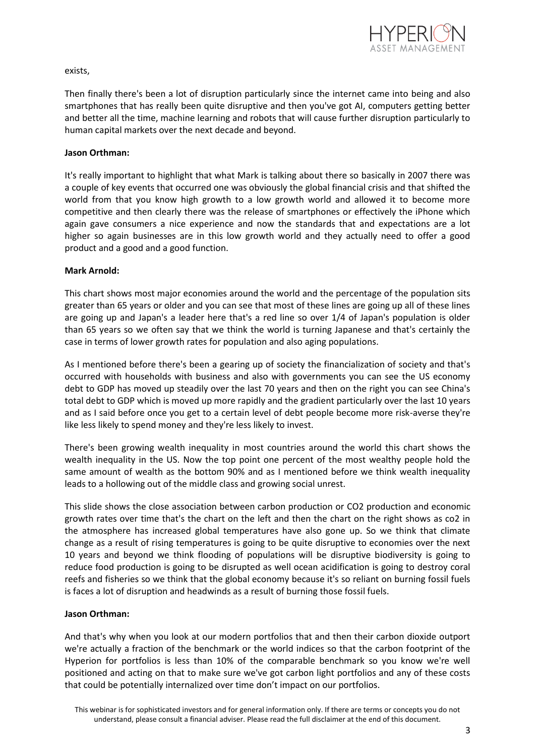exists,

Then finally there's been a lot of disruption particularly since the internet came into being and also smartphones that has really been quite disruptive and then you've got AI, computers getting better and better all the time, machine learning and robots that will cause further disruption particularly to human capital markets over the next decade and beyond.

**Jason Orthman:**

It's really important to highlight that what Mark is talking about there so basically in 2007 there was a couple of key events that occurred one was obviously the global financial crisis and that shifted the world from that you know high growth to a low growth world and allowed it to become more competitive and then clearly there was the release of smartphones or effectively the iPhone which again gave consumers a nice experience and now the standards that and expectations are a lot higher so again businesses are in this low growth world and they actually need to offer a good product and a good and a good function.

**Mark Arnold:**

This chart shows most major economies around the world and the percentage of the population sits greater than 65 years or older and you can see that most of these lines are going up all of these lines are going up and Japan's a leader here that's a red line so over 1/4 of Japan's population is older than 65 years so we often say that we think the world is turning Japanese and that's certainly the case in terms of lower growth rates for population and also aging populations.

As I mentioned before there's been a gearing up of society the financialization of society and that's occurred with households with business and also with governments you can see the US economy debt to GDP has moved up steadily over the last 70 years and then on the right you can see China's total debt to GDP which is moved up more rapidly and the gradient particularly over the last 10 years and as I said before once you get to a certain level of debt people become more risk-averse they're like less likely to spend money and they're less likely to invest.

There's been growing wealth inequality in most countries around the world this chart shows the wealth inequality in the US. Now the top point one percent of the most wealthy people hold the same amount of wealth as the bottom 90% and as I mentioned before we think wealth inequality leads to a hollowing out of the middle class and growing social unrest.

This slide shows the close association between carbon production or $CO_2$ production and economic growth rates over time that's the chart on the left and then the chart on the right shows as co2 in the atmosphere has increased global temperatures have also gone up. So we think that climate change as a result of rising temperatures is going to be quite disruptive to economies over the next 10 years and beyond we think flooding of populations will be disruptive biodiversity is going to reduce food production is going to be disrupted as well ocean acidification is going to destroy coral reefs and fisheries so we think that the global economy because it's so reliant on burning fossil fuels is faces a lot of disruption and headwinds as a result of burning those fossil fuels.

**Jason Orthman:**

And that's why when you look at our modern portfolios that and then their carbon dioxide outport we're actually a fraction of the benchmark or the world indices so that the carbon footprint of the Hyperion for portfolios is less than 10% of the comparable benchmark so you know we're well positioned and acting on that to make sure we've got carbon light portfolios and any of these costs that could be potentially internalized over time don't impact on our portfolios.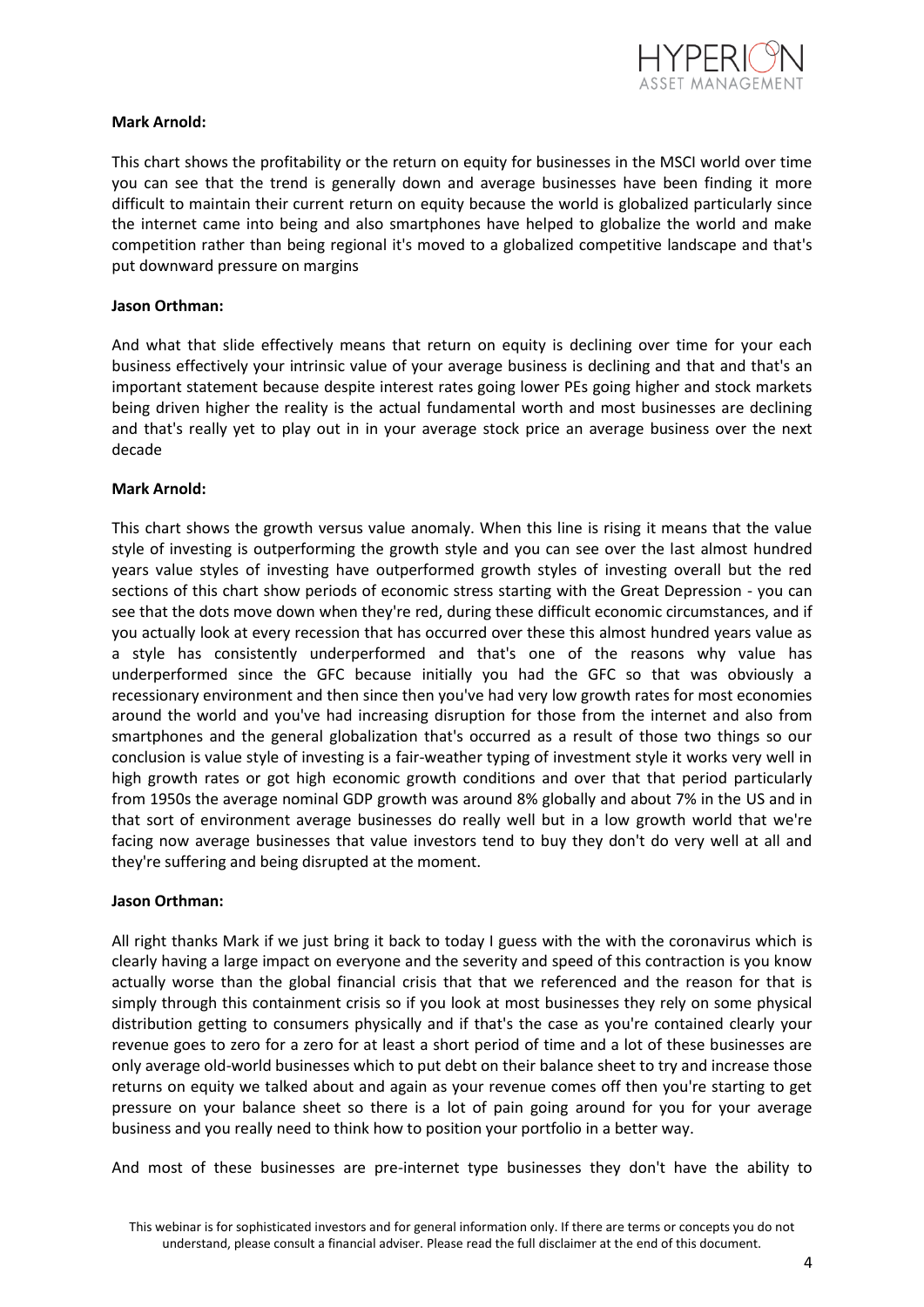**Mark Arnold:**

This chart shows the profitability or the return on equity for businesses in the MSCI world over time you can see that the trend is generally down and average businesses have been finding it more difficult to maintain their current return on equity because the world is globalized particularly since the internet came into being and also smartphones have helped to globalize the world and make competition rather than being regional it's moved to a globalized competitive landscape and that's put downward pressure on margins

**Jason Orthman:**

And what that slide effectively means that return on equity is declining over time for your each business effectively your intrinsic value of your average business is declining and that and that's an important statement because despite interest rates going lower PEs going higher and stock markets being driven higher the reality is the actual fundamental worth and most businesses are declining and that's really yet to play out in in your average stock price an average business over the next decade

**Mark Arnold:**

This chart shows the growth versus value anomaly. When this line is rising it means that the value style of investing is outperforming the growth style and you can see over the last almost hundred years value styles of investing have outperformed growth styles of investing overall but the red sections of this chart show periods of economic stress starting with the Great Depression - you can see that the dots move down when they're red, during these difficult economic circumstances, and if you actually look at every recession that has occurred over these this almost hundred years value as a style has consistently underperformed and that's one of the reasons why value has underperformed since the GFC because initially you had the GFC so that was obviously a recessionary environment and then since then you've had very low growth rates for most economies around the world and you've had increasing disruption for those from the internet and also from smartphones and the general globalization that's occurred as a result of those two things so our conclusion is value style of investing is a fair-weather typing of investment style it works very well in high growth rates or got high economic growth conditions and over that that period particularly from 1950s the average nominal GDP growth was around 8% globally and about 7% in the US and in that sort of environment average businesses do really well but in a low growth world that we're facing now average businesses that value investors tend to buy they don't do very well at all and they're suffering and being disrupted at the moment.

**Jason Orthman:**

All right thanks Mark if we just bring it back to today I guess with the with the coronavirus which is clearly having a large impact on everyone and the severity and speed of this contraction is you know actually worse than the global financial crisis that that we referenced and the reason for that is simply through this containment crisis so if you look at most businesses they rely on some physical distribution getting to consumers physically and if that's the case as you're contained clearly your revenue goes to zero for a zero for at least a short period of time and a lot of these businesses are only average old-world businesses which to put debt on their balance sheet to try and increase those returns on equity we talked about and again as your revenue comes off then you're starting to get pressure on your balance sheet so there is a lot of pain going around for you for your average business and you really need to think how to position your portfolio in a better way.

And most of these businesses are pre-internet type businesses they don't have the ability to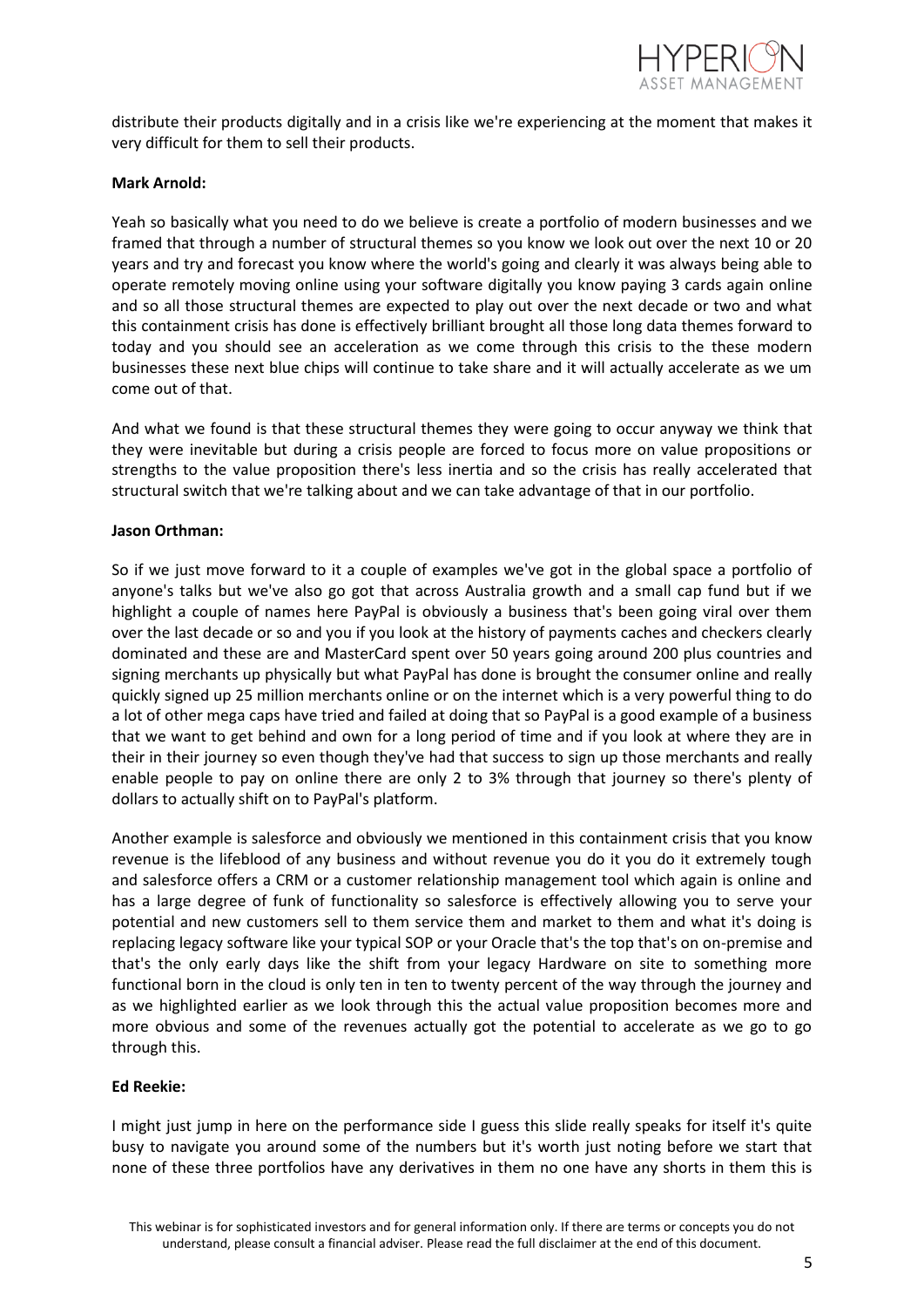distribute their products digitally and in a crisis like we're experiencing at the moment that makes it very difficult for them to sell their products.

**Mark Arnold:**

Yeah so basically what you need to do we believe is create a portfolio of modern businesses and we framed that through a number of structural themes so you know we look out over the next 10 or 20 years and try and forecast you know where the world's going and clearly it was always being able to operate remotely moving online using your software digitally you know paying 3 cards again online and so all those structural themes are expected to play out over the next decade or two and what this containment crisis has done is effectively brilliant brought all those long data themes forward to today and you should see an acceleration as we come through this crisis to the these modern businesses these next blue chips will continue to take share and it will actually accelerate as we um come out of that.

And what we found is that these structural themes they were going to occur anyway we think that they were inevitable but during a crisis people are forced to focus more on value propositions or strengths to the value proposition there's less inertia and so the crisis has really accelerated that structural switch that we're talking about and we can take advantage of that in our portfolio.

**Jason Orthman:**

So if we just move forward to it a couple of examples we've got in the global space a portfolio of anyone's talks but we've also go got that across Australia growth and a small cap fund but if we highlight a couple of names here PayPal is obviously a business that's been going viral over them over the last decade or so and you if you look at the history of payments caches and checkers clearly dominated and these are and MasterCard spent over 50 years going around 200 plus countries and signing merchants up physically but what PayPal has done is brought the consumer online and really quickly signed up 25 million merchants online or on the internet which is a very powerful thing to do a lot of other mega caps have tried and failed at doing that so PayPal is a good example of a business that we want to get behind and own for a long period of time and if you look at where they are in their in their journey so even though they've had that success to sign up those merchants and really enable people to pay on online there are only 2 to 3% through that journey so there's plenty of dollars to actually shift on to PayPal's platform.

Another example is salesforce and obviously we mentioned in this containment crisis that you know revenue is the lifeblood of any business and without revenue you do it you do it extremely tough and salesforce offers a CRM or a customer relationship management tool which again is online and has a large degree of funk of functionality so salesforce is effectively allowing you to serve your potential and new customers sell to them service them and market to them and what it's doing is replacing legacy software like your typical SOP or your Oracle that's the top that's on on-premise and that's the only early days like the shift from your legacy Hardware on site to something more functional born in the cloud is only ten in ten to twenty percent of the way through the journey and as we highlighted earlier as we look through this the actual value proposition becomes more and more obvious and some of the revenues actually got the potential to accelerate as we go to go through this.

**Ed Reekie:**

I might just jump in here on the performance side I guess this slide really speaks for itself it's quite busy to navigate you around some of the numbers but it's worth just noting before we start that none of these three portfolios have any derivatives in them no one have any shorts in them this is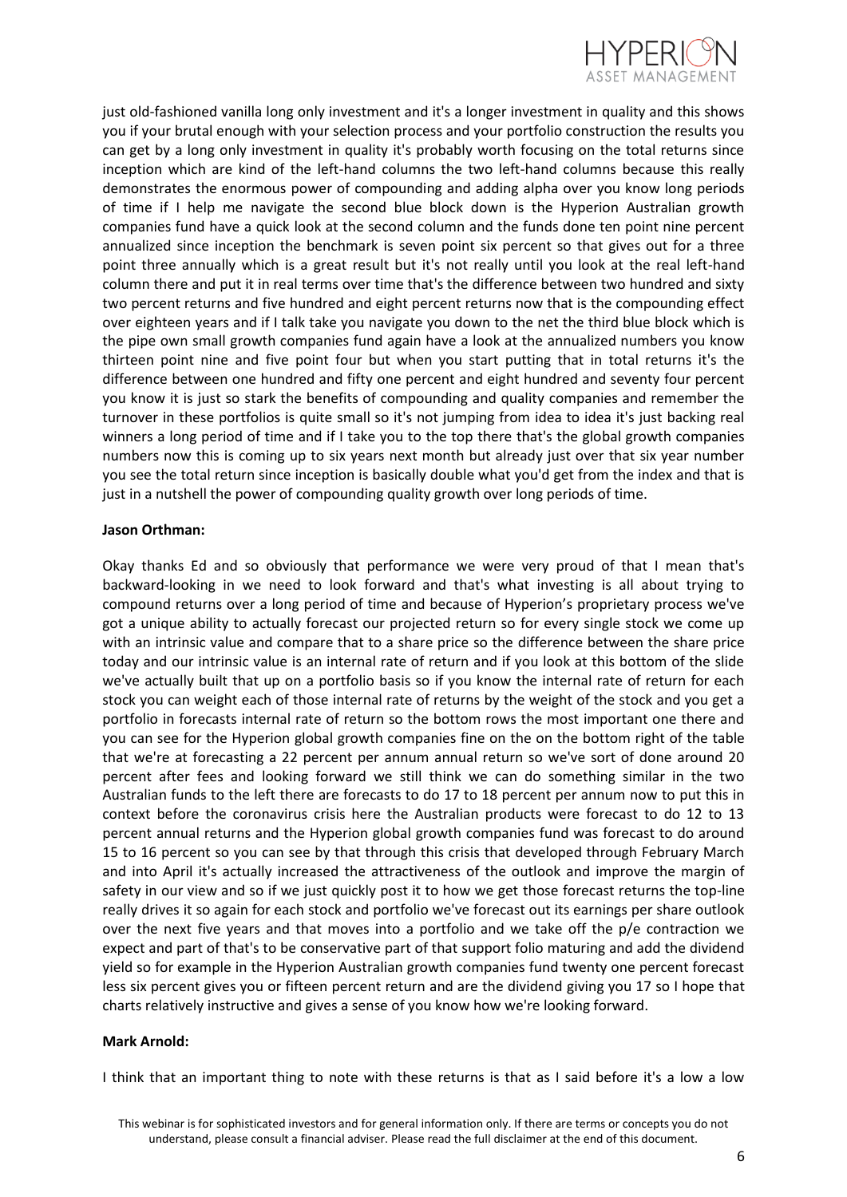just old-fashioned vanilla long only investment and it's a longer investment in quality and this shows you if your brutal enough with your selection process and your portfolio construction the results you can get by a long only investment in quality it's probably worth focusing on the total returns since inception which are kind of the left-hand columns the two left-hand columns because this really demonstrates the enormous power of compounding and adding alpha over you know long periods of time if I help me navigate the second blue block down is the Hyperion Australian growth companies fund have a quick look at the second column and the funds done ten point nine percent annualized since inception the benchmark is seven point six percent so that gives out for a three point three annually which is a great result but it's not really until you look at the real left-hand column there and put it in real terms over time that's the difference between two hundred and sixty two percent returns and five hundred and eight percent returns now that is the compounding effect over eighteen years and if I talk take you navigate you down to the net the third blue block which is the pipe own small growth companies fund again have a look at the annualized numbers you know thirteen point nine and five point four but when you start putting that in total returns it's the difference between one hundred and fifty one percent and eight hundred and seventy four percent you know it is just so stark the benefits of compounding and quality companies and remember the turnover in these portfolios is quite small so it's not jumping from idea to idea it's just backing real winners a long period of time and if I take you to the top there that's the global growth companies numbers now this is coming up to six years next month but already just over that six year number you see the total return since inception is basically double what you'd get from the index and that is just in a nutshell the power of compounding quality growth over long periods of time.

**Jason Orthman:**

Okay thanks Ed and so obviously that performance we were very proud of that I mean that's backward-looking in we need to look forward and that's what investing is all about trying to compound returns over a long period of time and because of Hyperion's proprietary process we've got a unique ability to actually forecast our projected return so for every single stock we come up with an intrinsic value and compare that to a share price so the difference between the share price today and our intrinsic value is an internal rate of return and if you look at this bottom of the slide we've actually built that up on a portfolio basis so if you know the internal rate of return for each stock you can weight each of those internal rate of returns by the weight of the stock and you get a portfolio in forecasts internal rate of return so the bottom rows the most important one there and you can see for the Hyperion global growth companies fine on the on the bottom right of the table that we're at forecasting a 22 percent per annum annual return so we've sort of done around 20 percent after fees and looking forward we still think we can do something similar in the two Australian funds to the left there are forecasts to do 17 to 18 percent per annum now to put this in context before the coronavirus crisis here the Australian products were forecast to do 12 to 13 percent annual returns and the Hyperion global growth companies fund was forecast to do around 15 to 16 percent so you can see by that through this crisis that developed through February March and into April it's actually increased the attractiveness of the outlook and improve the margin of safety in our view and so if we just quickly post it to how we get those forecast returns the top-line really drives it so again for each stock and portfolio we've forecast out its earnings per share outlook over the next five years and that moves into a portfolio and we take off the p/e contraction we expect and part of that's to be conservative part of that support folio maturing and add the dividend yield so for example in the Hyperion Australian growth companies fund twenty one percent forecast less six percent gives you or fifteen percent return and are the dividend giving you 17 so I hope that charts relatively instructive and gives a sense of you know how we're looking forward.

**Mark Arnold:**

I think that an important thing to note with these returns is that as I said before it's a low a low

This webinar is for sophisticated investors and for general information only. If there are terms or concepts you do not understand, please consult a financial adviser. Please read the full disclaimer at the end of this document.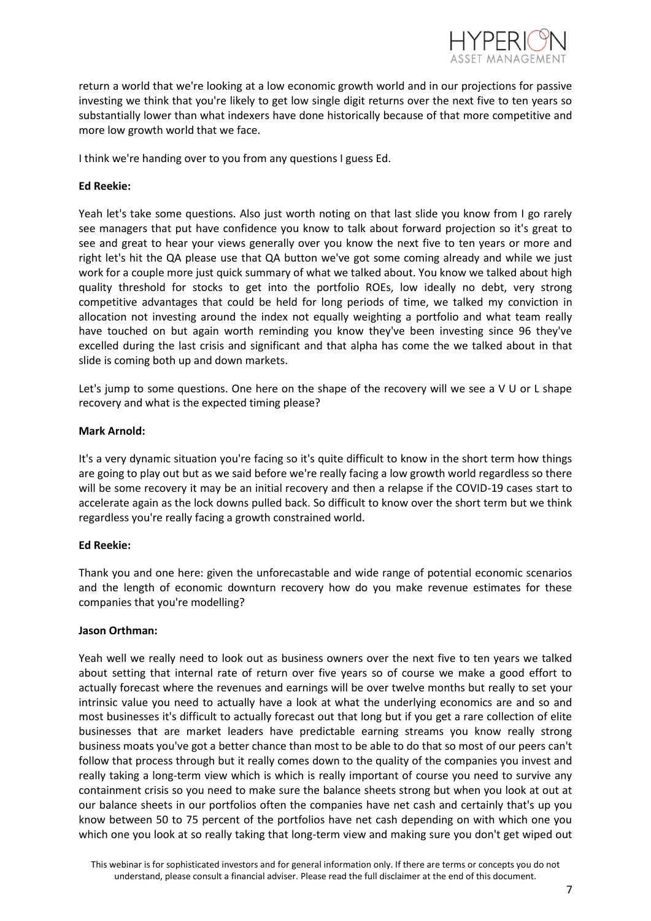return a world that we're looking at a low economic growth world and in our projections for passive investing we think that you're likely to get low single digit returns over the next five to ten years so substantially lower than what indexers have done historically because of that more competitive and more low growth world that we face.

I think we're handing over to you from any questions I guess Ed.

**Ed Reekie:**

Yeah let's take some questions. Also just worth noting on that last slide you know from I go rarely see managers that put have confidence you know to talk about forward projection so it's great to see and great to hear your views generally over you know the next five to ten years or more and right let's hit the QA please use that QA button we've got some coming already and while we just work for a couple more just quick summary of what we talked about. You know we talked about high quality threshold for stocks to get into the portfolio ROEs, low ideally no debt, very strong competitive advantages that could be held for long periods of time, we talked my conviction in allocation not investing around the index not equally weighting a portfolio and what team really have touched on but again worth reminding you know they've been investing since 96 they've excelled during the last crisis and significant and that alpha has come the we talked about in that slide is coming both up and down markets.

Let's jump to some questions. One here on the shape of the recovery will we see a V U or L shape recovery and what is the expected timing please?

**Mark Arnold:**

It's a very dynamic situation you're facing so it's quite difficult to know in the short term how things are going to play out but as we said before we're really facing a low growth world regardless so there will be some recovery it may be an initial recovery and then a relapse if the COVID-19 cases start to accelerate again as the lock downs pulled back. So difficult to know over the short term but we think regardless you're really facing a growth constrained world.

**Ed Reekie:**

Thank you and one here: given the unforecastable and wide range of potential economic scenarios and the length of economic downturn recovery how do you make revenue estimates for these companies that you're modelling?

**Jason Orthman:**

Yeah well we really need to look out as business owners over the next five to ten years we talked about setting that internal rate of return over five years so of course we make a good effort to actually forecast where the revenues and earnings will be over twelve months but really to set your intrinsic value you need to actually have a look at what the underlying economics are and so and most businesses it's difficult to actually forecast out that long but if you get a rare collection of elite businesses that are market leaders have predictable earning streams you know really strong business moats you've got a better chance than most to be able to do that so most of our peers can't follow that process through but it really comes down to the quality of the companies you invest and really taking a long-term view which is which is really important of course you need to survive any containment crisis so you need to make sure the balance sheets strong but when you look at out at our balance sheets in our portfolios often the companies have net cash and certainly that's up you know between 50 to 75 percent of the portfolios have net cash depending on with which one you which one you look at so really taking that long-term view and making sure you don't get wiped out

This webinar is for sophisticated investors and for general information only. If there are terms or concepts you do not understand, please consult a financial adviser. Please read the full disclaimer at the end of this document.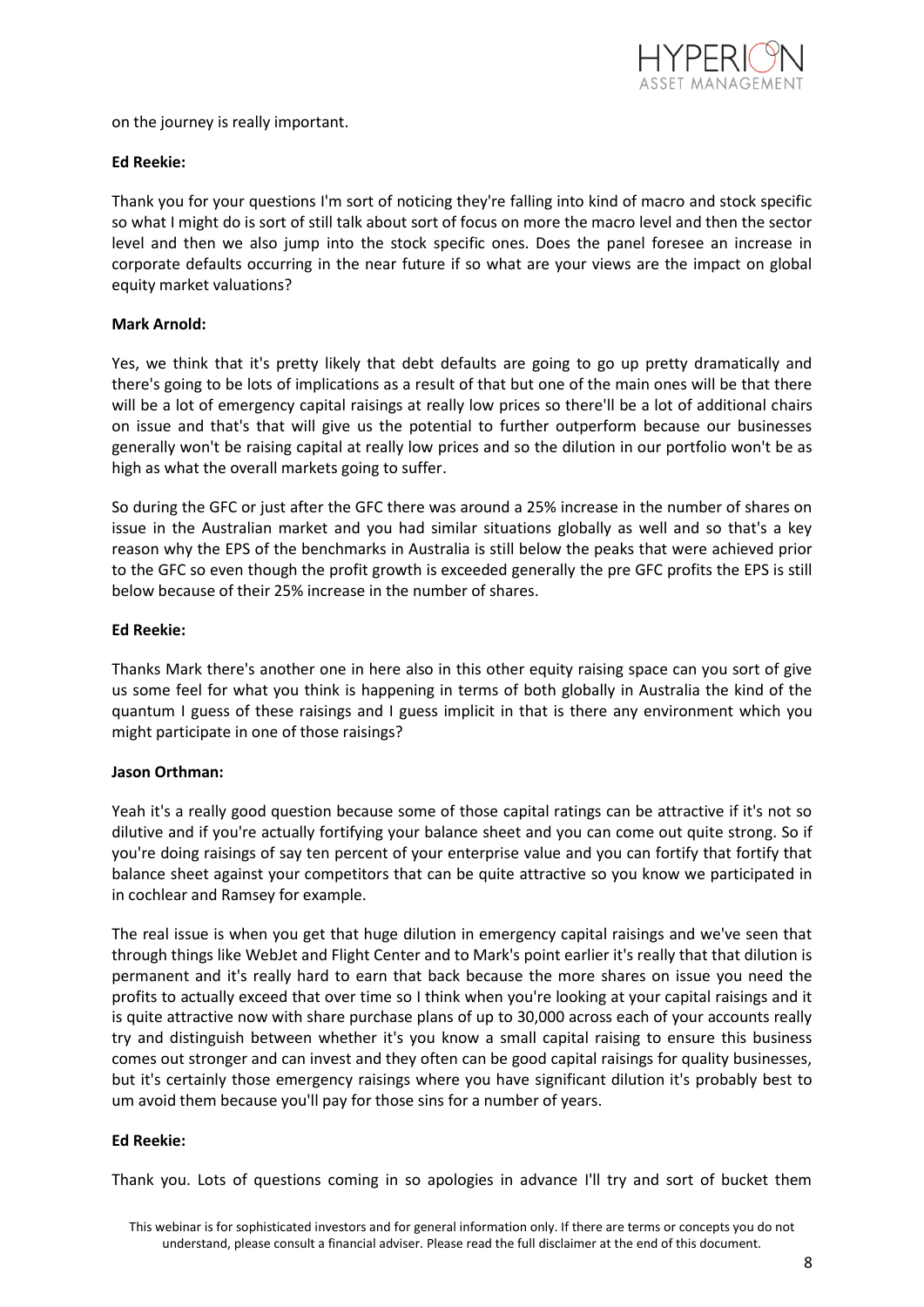on the journey is really important.

**Ed Reekie:**

Thank you for your questions I'm sort of noticing they're falling into kind of macro and stock specific so what I might do is sort of still talk about sort of focus on more the macro level and then the sector level and then we also jump into the stock specific ones. Does the panel foresee an increase in corporate defaults occurring in the near future if so what are your views are the impact on global equity market valuations?

**Mark Arnold:**

Yes, we think that it's pretty likely that debt defaults are going to go up pretty dramatically and there's going to be lots of implications as a result of that but one of the main ones will be that there will be a lot of emergency capital raisings at really low prices so there'll be a lot of additional chairs on issue and that's that will give us the potential to further outperform because our businesses generally won't be raising capital at really low prices and so the dilution in our portfolio won't be as high as what the overall markets going to suffer.

So during the GFC or just after the GFC there was around a 25% increase in the number of shares on issue in the Australian market and you had similar situations globally as well and so that's a key reason why the EPS of the benchmarks in Australia is still below the peaks that were achieved prior to the GFC so even though the profit growth is exceeded generally the pre GFC profits the EPS is still below because of their 25% increase in the number of shares.

**Ed Reekie:**

Thanks Mark there's another one in here also in this other equity raising space can you sort of give us some feel for what you think is happening in terms of both globally in Australia the kind of the quantum I guess of these raisings and I guess implicit in that is there any environment which you might participate in one of those raisings?

**Jason Orthman:**

Yeah it's a really good question because some of those capital ratings can be attractive if it's not so dilutive and if you're actually fortifying your balance sheet and you can come out quite strong. So if you're doing raisings of say ten percent of your enterprise value and you can fortify that fortify that balance sheet against your competitors that can be quite attractive so you know we participated in in cochlear and Ramsey for example.

The real issue is when you get that huge dilution in emergency capital raisings and we've seen that through things like WebJet and Flight Center and to Mark's point earlier it's really that that dilution is permanent and it's really hard to earn that back because the more shares on issue you need the profits to actually exceed that over time so I think when you're looking at your capital raisings and it is quite attractive now with share purchase plans of up to 30,000 across each of your accounts really try and distinguish between whether it's you know a small capital raising to ensure this business comes out stronger and can invest and they often can be good capital raisings for quality businesses, but it's certainly those emergency raisings where you have significant dilution it's probably best to um avoid them because you'll pay for those sins for a number of years.

**Ed Reekie:**

Thank you. Lots of questions coming in so apologies in advance I'll try and sort of bucket them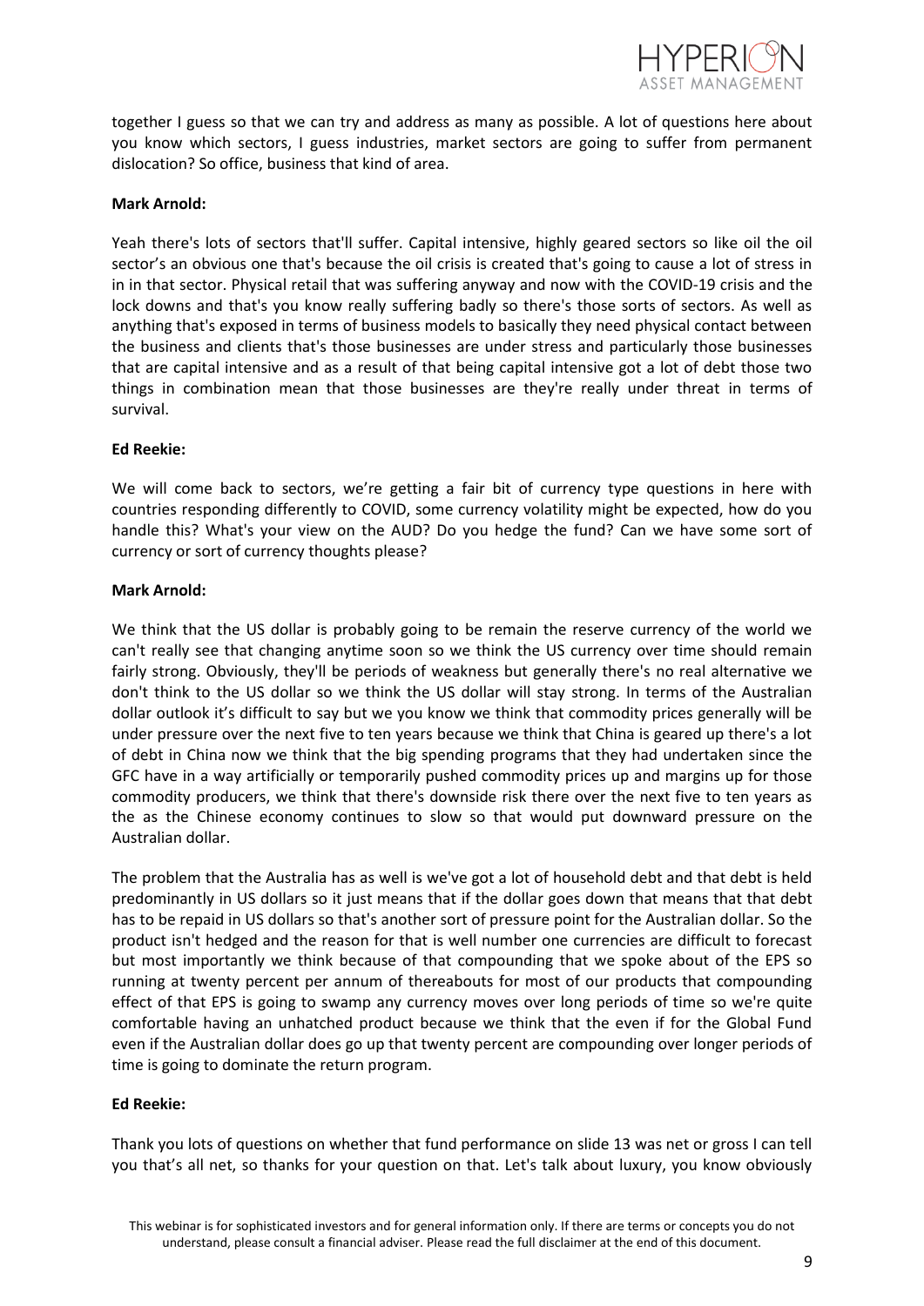together I guess so that we can try and address as many as possible. A lot of questions here about you know which sectors, I guess industries, market sectors are going to suffer from permanent dislocation? So office, business that kind of area.

**Mark Arnold:**

Yeah there's lots of sectors that'll suffer. Capital intensive, highly geared sectors so like oil the oil sector's an obvious one that's because the oil crisis is created that's going to cause a lot of stress in in in that sector. Physical retail that was suffering anyway and now with the COVID-19 crisis and the lock downs and that's you know really suffering badly so there's those sorts of sectors. As well as anything that's exposed in terms of business models to basically they need physical contact between the business and clients that's those businesses are under stress and particularly those businesses that are capital intensive and as a result of that being capital intensive got a lot of debt those two things in combination mean that those businesses are they're really under threat in terms of survival.

**Ed Reekie:**

We will come back to sectors, we're getting a fair bit of currency type questions in here with countries responding differently to COVID, some currency volatility might be expected, how do you handle this? What's your view on the AUD? Do you hedge the fund? Can we have some sort of currency or sort of currency thoughts please?

**Mark Arnold:**

We think that the US dollar is probably going to be remain the reserve currency of the world we can't really see that changing anytime soon so we think the US currency over time should remain fairly strong. Obviously, they'll be periods of weakness but generally there's no real alternative we don't think to the US dollar so we think the US dollar will stay strong. In terms of the Australian dollar outlook it's difficult to say but we you know we think that commodity prices generally will be under pressure over the next five to ten years because we think that China is geared up there's a lot of debt in China now we think that the big spending programs that they had undertaken since the GFC have in a way artificially or temporarily pushed commodity prices up and margins up for those commodity producers, we think that there's downside risk there over the next five to ten years as the as the Chinese economy continues to slow so that would put downward pressure on the Australian dollar.

The problem that the Australia has as well is we've got a lot of household debt and that debt is held predominantly in US dollars so it just means that if the dollar goes down that means that that debt has to be repaid in US dollars so that's another sort of pressure point for the Australian dollar. So the product isn't hedged and the reason for that is well number one currencies are difficult to forecast but most importantly we think because of that compounding that we spoke about of the EPS so running at twenty percent per annum of thereabouts for most of our products that compounding effect of that EPS is going to swamp any currency moves over long periods of time so we're quite comfortable having an unhatched product because we think that the even if for the Global Fund even if the Australian dollar does go up that twenty percent are compounding over longer periods of time is going to dominate the return program.

**Ed Reekie:**

Thank you lots of questions on whether that fund performance on slide 13 was net or gross I can tell you that's all net, so thanks for your question on that. Let's talk about luxury, you know obviously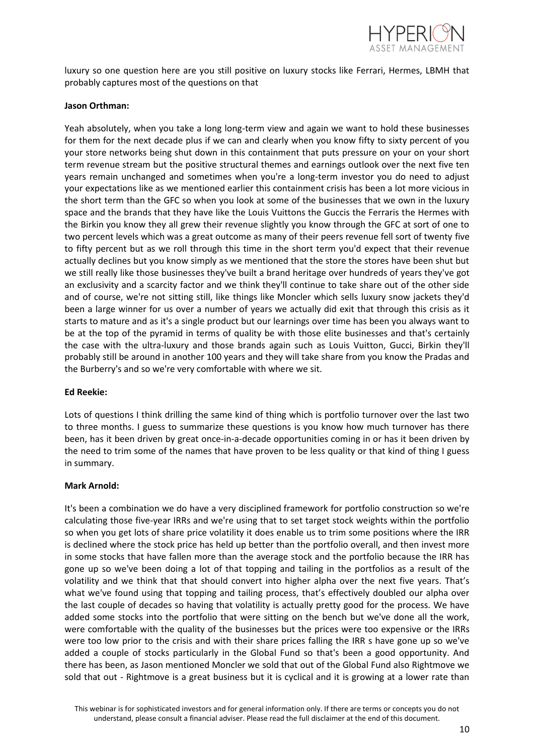luxury so one question here are you still positive on luxury stocks like Ferrari, Hermes, LBMH that probably captures most of the questions on that

**Jason Orthman:**

Yeah absolutely, when you take a long long-term view and again we want to hold these businesses for them for the next decade plus if we can and clearly when you know fifty to sixty percent of you your store networks being shut down in this containment that puts pressure on your on your short term revenue stream but the positive structural themes and earnings outlook over the next five ten years remain unchanged and sometimes when you're a long-term investor you do need to adjust your expectations like as we mentioned earlier this containment crisis has been a lot more vicious in the short term than the GFC so when you look at some of the businesses that we own in the luxury space and the brands that they have like the Louis Vuittons the Guccis the Ferraris the Hermes with the Birkin you know they all grew their revenue slightly you know through the GFC at sort of one to two percent levels which was a great outcome as many of their peers revenue fell sort of twenty five to fifty percent but as we roll through this time in the short term you'd expect that their revenue actually declines but you know simply as we mentioned that the store the stores have been shut but we still really like those businesses they've built a brand heritage over hundreds of years they've got an exclusivity and a scarcity factor and we think they'll continue to take share out of the other side and of course, we're not sitting still, like things like Moncler which sells luxury snow jackets they'd been a large winner for us over a number of years we actually did exit that through this crisis as it starts to mature and as it's a single product but our learnings over time has been you always want to be at the top of the pyramid in terms of quality be with those elite businesses and that's certainly the case with the ultra-luxury and those brands again such as Louis Vuitton, Gucci, Birkin they'll probably still be around in another 100 years and they will take share from you know the Pradas and the Burberry's and so we're very comfortable with where we sit.

**Ed Reekie:**

Lots of questions I think drilling the same kind of thing which is portfolio turnover over the last two to three months. I guess to summarize these questions is you know how much turnover has there been, has it been driven by great once-in-a-decade opportunities coming in or has it been driven by the need to trim some of the names that have proven to be less quality or that kind of thing I guess in summary.

**Mark Arnold:**

It's been a combination we do have a very disciplined framework for portfolio construction so we're calculating those five-year IRRs and we're using that to set target stock weights within the portfolio so when you get lots of share price volatility it does enable us to trim some positions where the IRR is declined where the stock price has held up better than the portfolio overall, and then invest more in some stocks that have fallen more than the average stock and the portfolio because the IRR has gone up so we've been doing a lot of that topping and tailing in the portfolios as a result of the volatility and we think that that should convert into higher alpha over the next five years. That's what we've found using that topping and tailing process, that's effectively doubled our alpha over the last couple of decades so having that volatility is actually pretty good for the process. We have added some stocks into the portfolio that were sitting on the bench but we've done all the work, were comfortable with the quality of the businesses but the prices were too expensive or the IRRs were too low prior to the crisis and with their share prices falling the IRR s have gone up so we've added a couple of stocks particularly in the Global Fund so that's been a good opportunity. And there has been, as Jason mentioned Moncler we sold that out of the Global Fund also Rightmove we sold that out - Rightmove is a great business but it is cyclical and it is growing at a lower rate than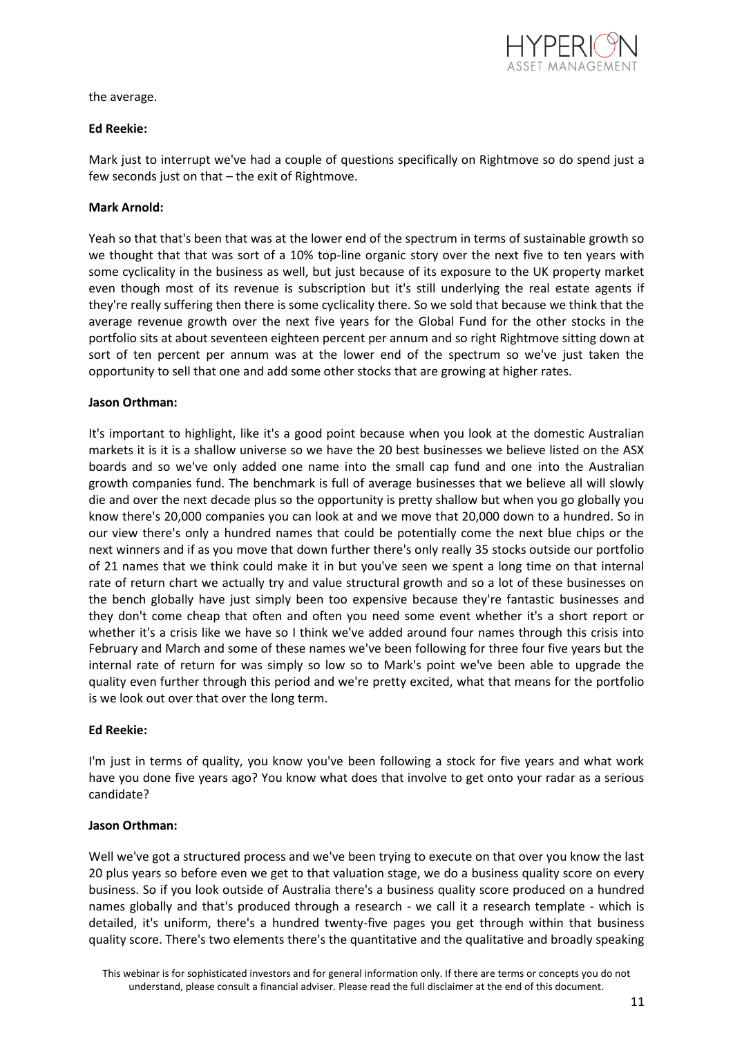the average.

**Ed Reekie:**

Mark just to interrupt we've had a couple of questions specifically on Rightmove so do spend just a few seconds just on that – the exit of Rightmove.

**Mark Arnold:**

Yeah so that that's been that was at the lower end of the spectrum in terms of sustainable growth so we thought that that was sort of a 10% top-line organic story over the next five to ten years with some cyclicality in the business as well, but just because of its exposure to the UK property market even though most of its revenue is subscription but it's still underlying the real estate agents if they're really suffering then there is some cyclicality there. So we sold that because we think that the average revenue growth over the next five years for the Global Fund for the other stocks in the portfolio sits at about seventeen eighteen percent per annum and so right Rightmove sitting down at sort of ten percent per annum was at the lower end of the spectrum so we've just taken the opportunity to sell that one and add some other stocks that are growing at higher rates.

**Jason Orthman:**

It's important to highlight, like it's a good point because when you look at the domestic Australian markets it is it is a shallow universe so we have the 20 best businesses we believe listed on the ASX boards and so we've only added one name into the small cap fund and one into the Australian growth companies fund. The benchmark is full of average businesses that we believe all will slowly die and over the next decade plus so the opportunity is pretty shallow but when you go globally you know there's 20,000 companies you can look at and we move that 20,000 down to a hundred. So in our view there's only a hundred names that could be potentially come the next blue chips or the next winners and if as you move that down further there's only really 35 stocks outside our portfolio of 21 names that we think could make it in but you've seen we spent a long time on that internal rate of return chart we actually try and value structural growth and so a lot of these businesses on the bench globally have just simply been too expensive because they're fantastic businesses and they don't come cheap that often and often you need some event whether it's a short report or whether it's a crisis like we have so I think we've added around four names through this crisis into February and March and some of these names we've been following for three four five years but the internal rate of return for was simply so low so to Mark's point we've been able to upgrade the quality even further through this period and we're pretty excited, what that means for the portfolio is we look out over that over the long term.

**Ed Reekie:**

I'm just in terms of quality, you know you've been following a stock for five years and what work have you done five years ago? You know what does that involve to get onto your radar as a serious candidate?

**Jason Orthman:**

Well we've got a structured process and we've been trying to execute on that over you know the last 20 plus years so before even we get to that valuation stage, we do a business quality score on every business. So if you look outside of Australia there's a business quality score produced on a hundred names globally and that's produced through a research - we call it a research template - which is detailed, it's uniform, there's a hundred twenty-five pages you get through within that business quality score. There's two elements there's the quantitative and the qualitative and broadly speaking

This webinar is for sophisticated investors and for general information only. If there are terms or concepts you do not understand, please consult a financial adviser. Please read the full disclaimer at the end of this document.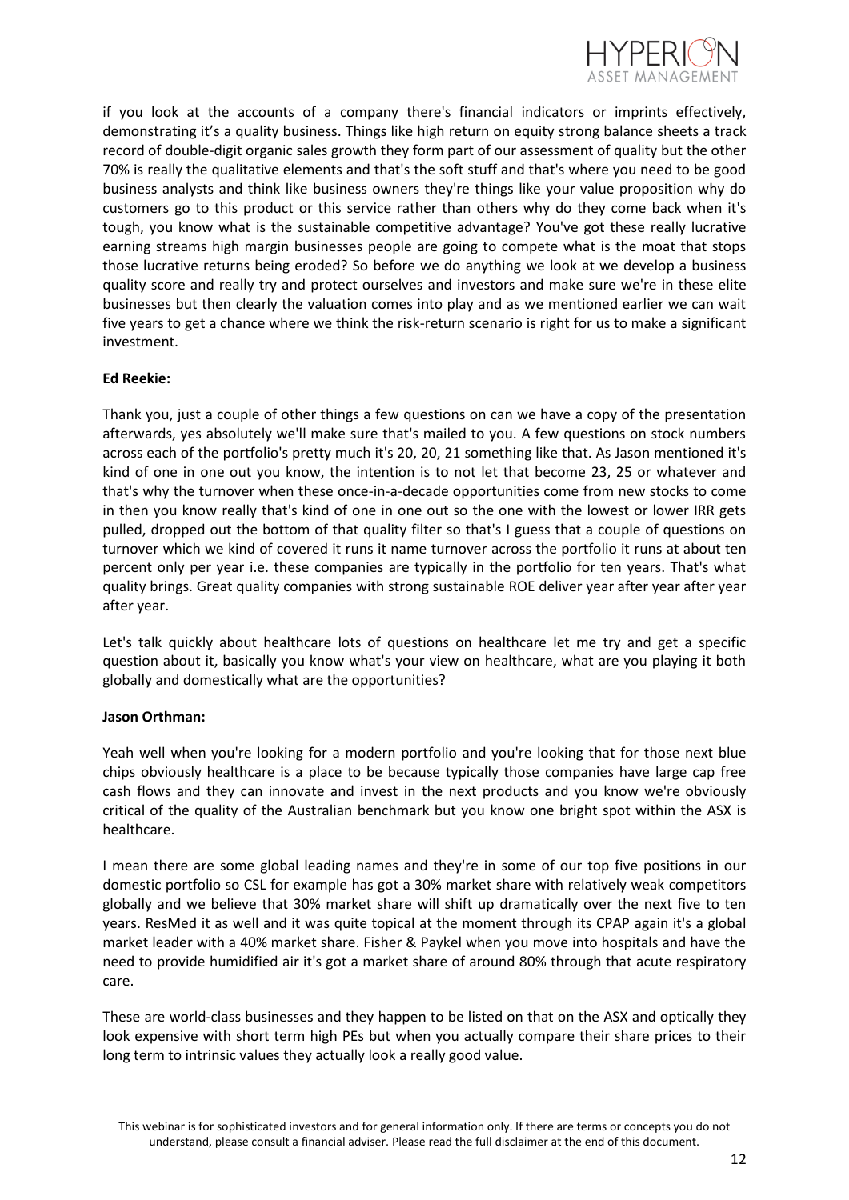if you look at the accounts of a company there's financial indicators or imprints effectively, demonstrating it's a quality business. Things like high return on equity strong balance sheets a track record of double-digit organic sales growth they form part of our assessment of quality but the other 70% is really the qualitative elements and that's the soft stuff and that's where you need to be good business analysts and think like business owners they're things like your value proposition why do customers go to this product or this service rather than others why do they come back when it's tough, you know what is the sustainable competitive advantage? You've got these really lucrative earning streams high margin businesses people are going to compete what is the moat that stops those lucrative returns being eroded? So before we do anything we look at we develop a business quality score and really try and protect ourselves and investors and make sure we're in these elite businesses but then clearly the valuation comes into play and as we mentioned earlier we can wait five years to get a chance where we think the risk-return scenario is right for us to make a significant investment.

**Ed Reekie:**

Thank you, just a couple of other things a few questions on can we have a copy of the presentation afterwards, yes absolutely we'll make sure that's mailed to you. A few questions on stock numbers across each of the portfolio's pretty much it's 20, 20, 21 something like that. As Jason mentioned it's kind of one in one out you know, the intention is to not let that become 23, 25 or whatever and that's why the turnover when these once-in-a-decade opportunities come from new stocks to come in then you know really that's kind of one in one out so the one with the lowest or lower IRR gets pulled, dropped out the bottom of that quality filter so that's I guess that a couple of questions on turnover which we kind of covered it runs it name turnover across the portfolio it runs at about ten percent only per year i.e. these companies are typically in the portfolio for ten years. That's what quality brings. Great quality companies with strong sustainable ROE deliver year after year after year after year.

Let's talk quickly about healthcare lots of questions on healthcare let me try and get a specific question about it, basically you know what's your view on healthcare, what are you playing it both globally and domestically what are the opportunities?

**Jason Orthman:**

Yeah well when you're looking for a modern portfolio and you're looking that for those next blue chips obviously healthcare is a place to be because typically those companies have large cap free cash flows and they can innovate and invest in the next products and you know we're obviously critical of the quality of the Australian benchmark but you know one bright spot within the ASX is healthcare.

I mean there are some global leading names and they're in some of our top five positions in our domestic portfolio so CSL for example has got a 30% market share with relatively weak competitors globally and we believe that 30% market share will shift up dramatically over the next five to ten years. ResMed it as well and it was quite topical at the moment through its CPAP again it's a global market leader with a 40% market share. Fisher & Paykel when you move into hospitals and have the need to provide humidified air it's got a market share of around 80% through that acute respiratory care.

These are world-class businesses and they happen to be listed on that on the ASX and optically they look expensive with short term high PEs but when you actually compare their share prices to their long term to intrinsic values they actually look a really good value.

This webinar is for sophisticated investors and for general information only. If there are terms or concepts you do not understand, please consult a financial adviser. Please read the full disclaimer at the end of this document.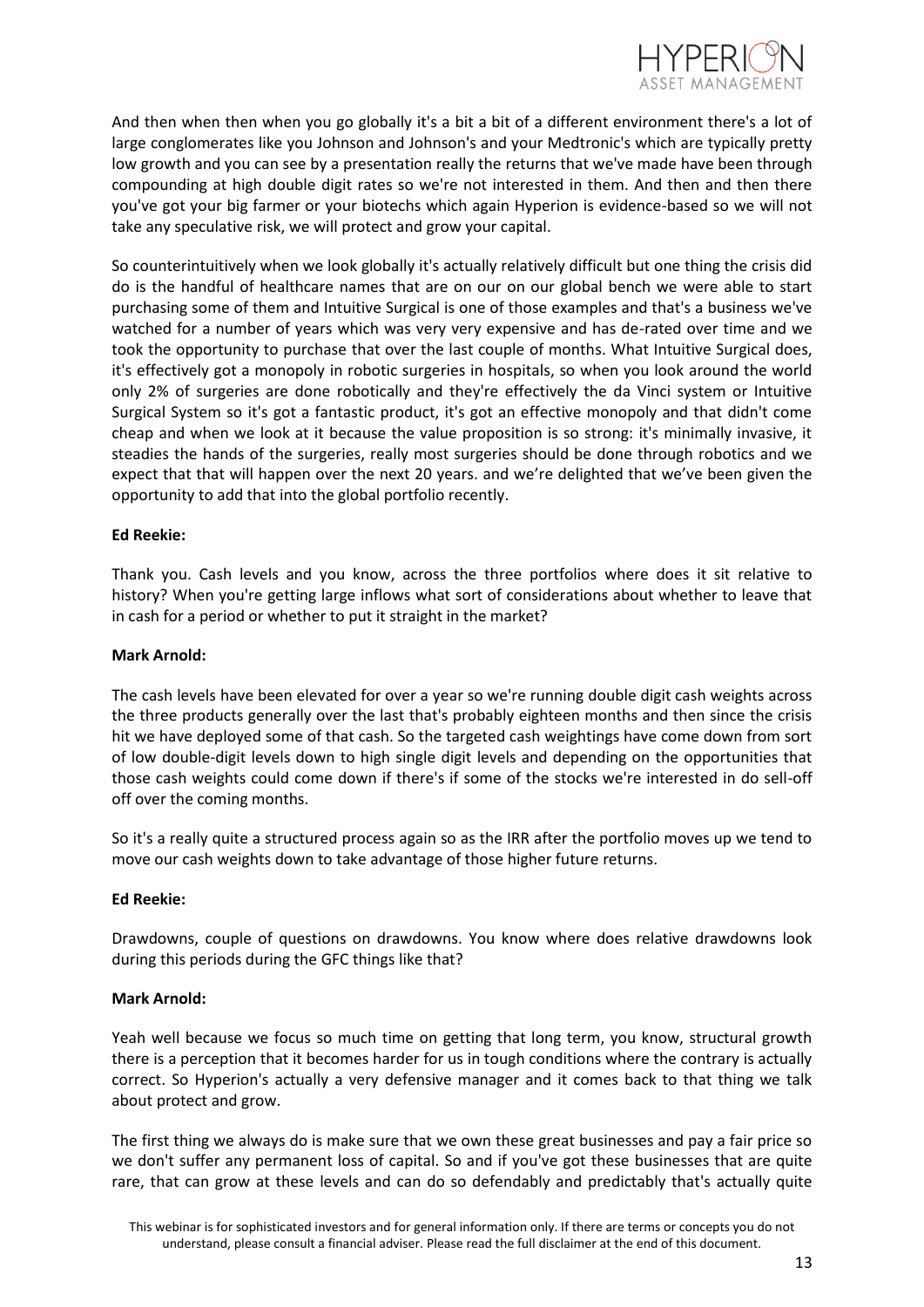And then when then when you go globally it's a bit a bit of a different environment there's a lot of large conglomerates like you Johnson and Johnson's and your Medtronic's which are typically pretty low growth and you can see by a presentation really the returns that we've made have been through compounding at high double digit rates so we're not interested in them. And then and then there you've got your big farmer or your biotechs which again Hyperion is evidence-based so we will not take any speculative risk, we will protect and grow your capital.

So counterintuitively when we look globally it's actually relatively difficult but one thing the crisis did do is the handful of healthcare names that are on our on our global bench we were able to start purchasing some of them and Intuitive Surgical is one of those examples and that's a business we've watched for a number of years which was very very expensive and has de-rated over time and we took the opportunity to purchase that over the last couple of months. What Intuitive Surgical does, it's effectively got a monopoly in robotic surgeries in hospitals, so when you look around the world only 2% of surgeries are done robotically and they're effectively the da Vinci system or Intuitive Surgical System so it's got a fantastic product, it's got an effective monopoly and that didn't come cheap and when we look at it because the value proposition is so strong: it's minimally invasive, it steadies the hands of the surgeries, really most surgeries should be done through robotics and we expect that that will happen over the next 20 years. and we're delighted that we've been given the opportunity to add that into the global portfolio recently.

**Ed Reekie:**

Thank you. Cash levels and you know, across the three portfolios where does it sit relative to history? When you're getting large inflows what sort of considerations about whether to leave that in cash for a period or whether to put it straight in the market?

**Mark Arnold:**

The cash levels have been elevated for over a year so we're running double digit cash weights across the three products generally over the last that's probably eighteen months and then since the crisis hit we have deployed some of that cash. So the targeted cash weightings have come down from sort of low double-digit levels down to high single digit levels and depending on the opportunities that those cash weights could come down if there's if some of the stocks we're interested in do sell-off off over the coming months.

So it's a really quite a structured process again so as the IRR after the portfolio moves up we tend to move our cash weights down to take advantage of those higher future returns.

**Ed Reekie:**

Drawdowns, couple of questions on drawdowns. You know where does relative drawdowns look during this periods during the GFC things like that?

**Mark Arnold:**

Yeah well because we focus so much time on getting that long term, you know, structural growth there is a perception that it becomes harder for us in tough conditions where the contrary is actually correct. So Hyperion's actually a very defensive manager and it comes back to that thing we talk about protect and grow.

The first thing we always do is make sure that we own these great businesses and pay a fair price so we don't suffer any permanent loss of capital. So and if you've got these businesses that are quite rare, that can grow at these levels and can do so defendably and predictably that's actually quite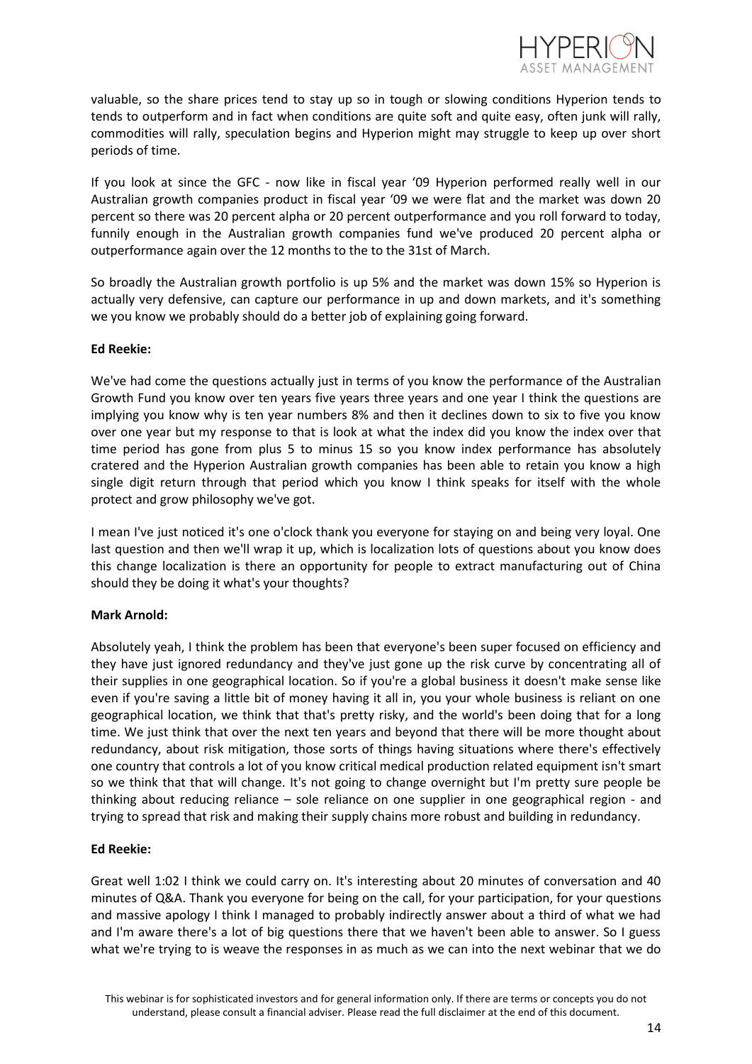valuable, so the share prices tend to stay up so in tough or slowing conditions Hyperion tends to tends to outperform and in fact when conditions are quite soft and quite easy, often junk will rally, commodities will rally, speculation begins and Hyperion might may struggle to keep up over short periods of time.

If you look at since the GFC - now like in fiscal year '09 Hyperion performed really well in our Australian growth companies product in fiscal year '09 we were flat and the market was down 20 percent so there was 20 percent alpha or 20 percent outperformance and you roll forward to today, funnily enough in the Australian growth companies fund we've produced 20 percent alpha or outperformance again over the 12 months to the to the 31st of March.

So broadly the Australian growth portfolio is up 5% and the market was down 15% so Hyperion is actually very defensive, can capture our performance in up and down markets, and it's something we you know we probably should do a better job of explaining going forward.

**Ed Reekie:**

We've had come the questions actually just in terms of you know the performance of the Australian Growth Fund you know over ten years five years three years and one year I think the questions are implying you know why is ten year numbers 8% and then it declines down to six to five you know over one year but my response to that is look at what the index did you know the index over that time period has gone from plus 5 to minus 15 so you know index performance has absolutely cratered and the Hyperion Australian growth companies has been able to retain you know a high single digit return through that period which you know I think speaks for itself with the whole protect and grow philosophy we've got.

I mean I've just noticed it's one o'clock thank you everyone for staying on and being very loyal. One last question and then we'll wrap it up, which is localization lots of questions about you know does this change localization is there an opportunity for people to extract manufacturing out of China should they be doing it what's your thoughts?

**Mark Arnold:**

Absolutely yeah, I think the problem has been that everyone's been super focused on efficiency and they have just ignored redundancy and they've just gone up the risk curve by concentrating all of their supplies in one geographical location. So if you're a global business it doesn't make sense like even if you're saving a little bit of money having it all in, you your whole business is reliant on one geographical location, we think that that's pretty risky, and the world's been doing that for a long time. We just think that over the next ten years and beyond that there will be more thought about redundancy, about risk mitigation, those sorts of things having situations where there's effectively one country that controls a lot of you know critical medical production related equipment isn't smart so we think that that will change. It's not going to change overnight but I'm pretty sure people be thinking about reducing reliance – sole reliance on one supplier in one geographical region - and trying to spread that risk and making their supply chains more robust and building in redundancy.

**Ed Reekie:**

Great well 1:02 I think we could carry on. It's interesting about 20 minutes of conversation and 40 minutes of Q&A. Thank you everyone for being on the call, for your participation, for your questions and massive apology I think I managed to probably indirectly answer about a third of what we had and I'm aware there's a lot of big questions there that we haven't been able to answer. So I guess what we're trying to is weave the responses in as much as we can into the next webinar that we do

This webinar is for sophisticated investors and for general information only. If there are terms or concepts you do not understand, please consult a financial adviser. Please read the full disclaimer at the end of this document.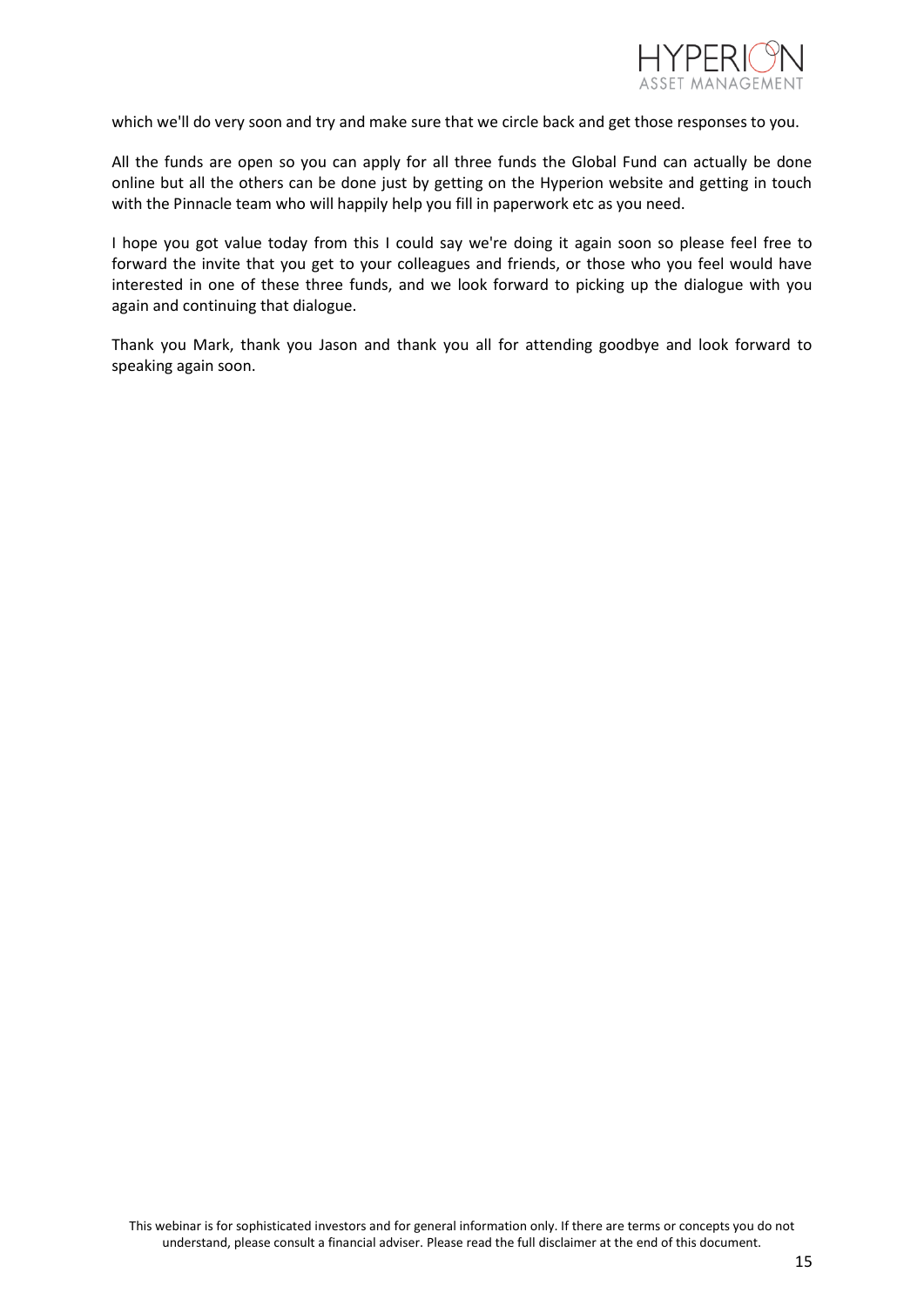which we'll do very soon and try and make sure that we circle back and get those responses to you.

All the funds are open so you can apply for all three funds the Global Fund can actually be done online but all the others can be done just by getting on the Hyperion website and getting in touch with the Pinnacle team who will happily help you fill in paperwork etc as you need.

I hope you got value today from this I could say we're doing it again soon so please feel free to forward the invite that you get to your colleagues and friends, or those who you feel would have interested in one of these three funds, and we look forward to picking up the dialogue with you again and continuing that dialogue.

Thank you Mark, thank you Jason and thank you all for attending goodbye and look forward to speaking again soon.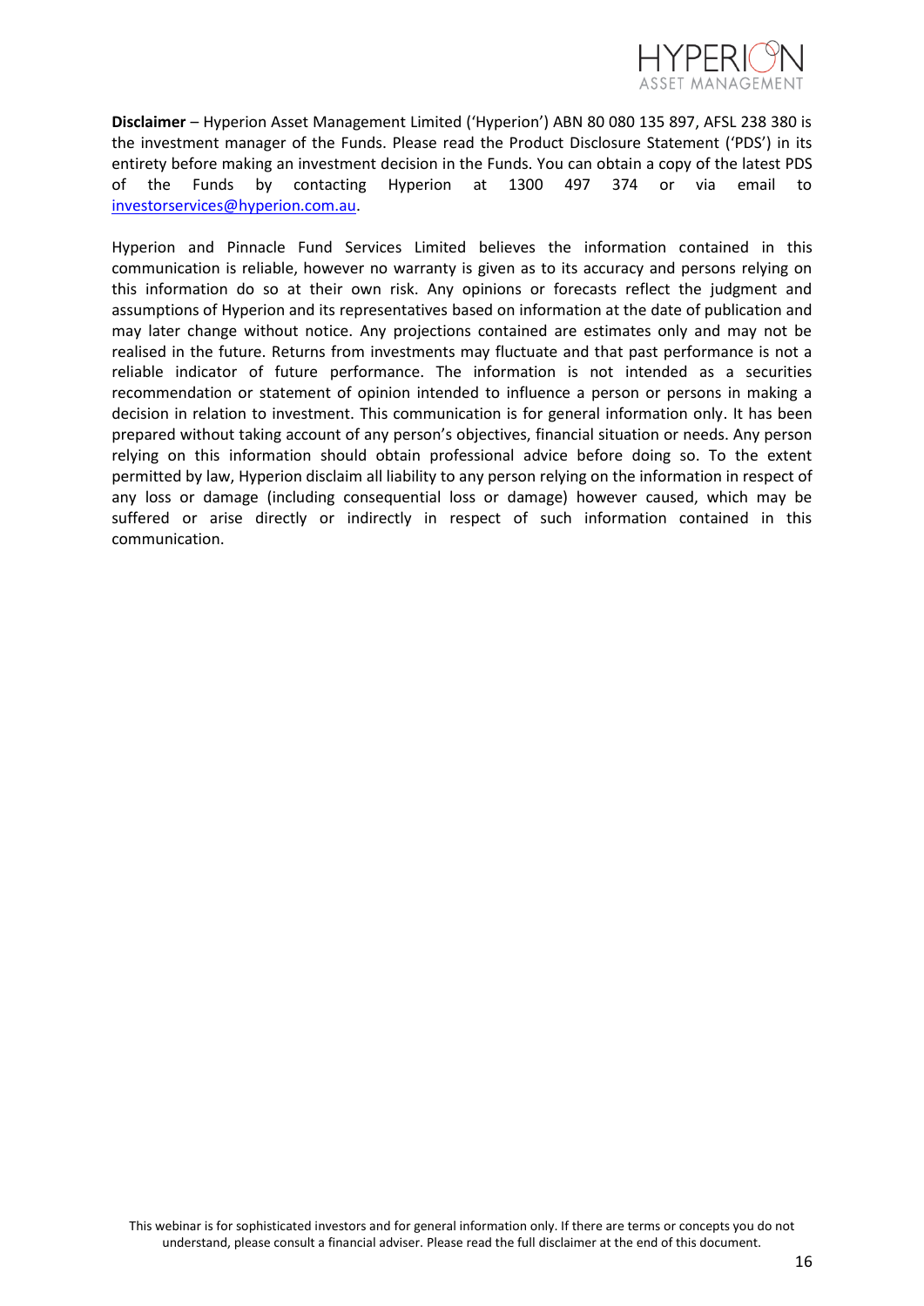**Disclaimer** – Hyperion Asset Management Limited ('Hyperion') ABN 80 080 135 897, AFSL 238 380 is the investment manager of the Funds. Please read the Product Disclosure Statement ('PDS') in its entirety before making an investment decision in the Funds. You can obtain a copy of the latest PDS of the Funds by contacting Hyperion at 1300 497 374 or via email to investorservices@hyperion.com.au.

Hyperion and Pinnacle Fund Services Limited believes the information contained in this communication is reliable, however no warranty is given as to its accuracy and persons relying on this information do so at their own risk. Any opinions or forecasts reflect the judgment and assumptions of Hyperion and its representatives based on information at the date of publication and may later change without notice. Any projections contained are estimates only and may not be realised in the future. Returns from investments may fluctuate and that past performance is not a reliable indicator of future performance. The information is not intended as a securities recommendation or statement of opinion intended to influence a person or persons in making a decision in relation to investment. This communication is for general information only. It has been prepared without taking account of any person's objectives, financial situation or needs. Any person relying on this information should obtain professional advice before doing so. To the extent permitted by law, Hyperion disclaim all liability to any person relying on the information in respect of any loss or damage (including consequential loss or damage) however caused, which may be suffered or arise directly or indirectly in respect of such information contained in this communication.